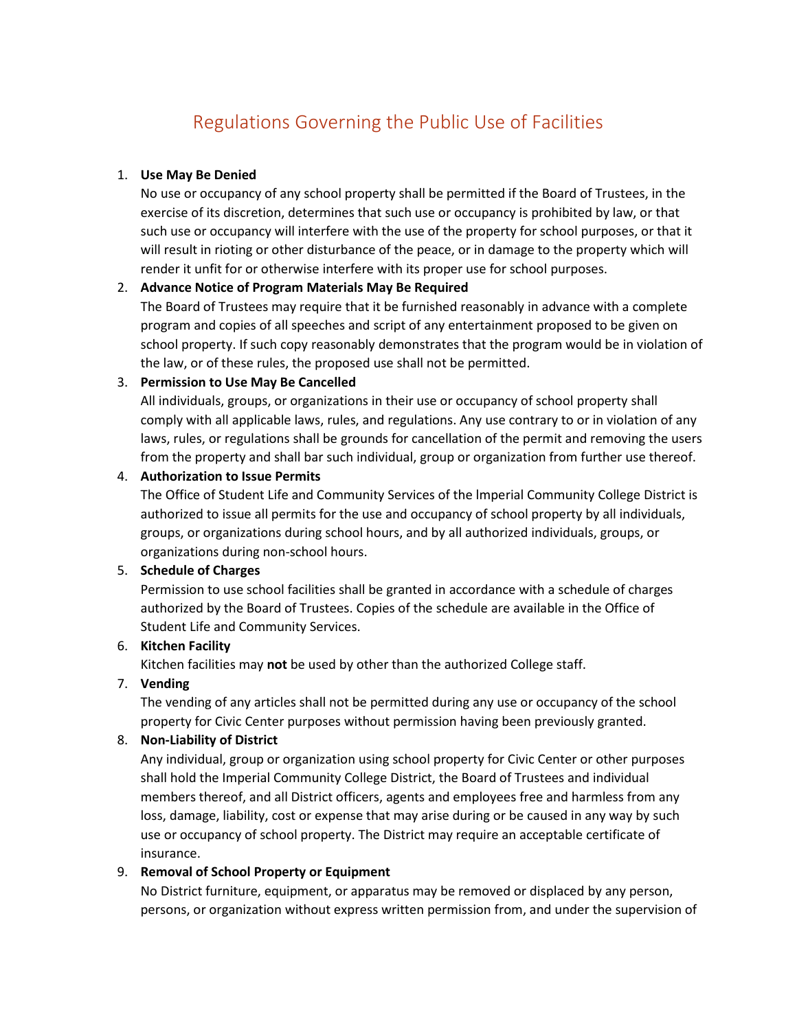# Regulations Governing the Public Use of Facilities

1. **Use May Be Denied**
   No use or occupancy of any school property shall be permitted if the Board of Trustees, in the exercise of its discretion, determines that such use or occupancy is prohibited by law, or that such use or occupancy will interfere with the use of the property for school purposes, or that it will result in rioting or other disturbance of the peace, or in damage to the property which will render it unfit for or otherwise interfere with its proper use for school purposes.
2. **Advance Notice of Program Materials May Be Required**
   The Board of Trustees may require that it be furnished reasonably in advance with a complete program and copies of all speeches and script of any entertainment proposed to be given on school property. If such copy reasonably demonstrates that the program would be in violation of the law, or of these rules, the proposed use shall not be permitted.
3. **Permission to Use May Be Cancelled**
   All individuals, groups, or organizations in their use or occupancy of school property shall comply with all applicable laws, rules, and regulations. Any use contrary to or in violation of any laws, rules, or regulations shall be grounds for cancellation of the permit and removing the users from the property and shall bar such individual, group or organization from further use thereof.
4. **Authorization to Issue Permits**
   The Office of Student Life and Community Services of the Imperial Community College District is authorized to issue all permits for the use and occupancy of school property by all individuals, groups, or organizations during school hours, and by all authorized individuals, groups, or organizations during non-school hours.
5. **Schedule of Charges**
   Permission to use school facilities shall be granted in accordance with a schedule of charges authorized by the Board of Trustees. Copies of the schedule are available in the Office of Student Life and Community Services.
6. **Kitchen Facility**
   Kitchen facilities may **not** be used by other than the authorized College staff.
7. **Vending**
   The vending of any articles shall not be permitted during any use or occupancy of the school property for Civic Center purposes without permission having been previously granted.
8. **Non-Liability of District**
   Any individual, group or organization using school property for Civic Center or other purposes shall hold the Imperial Community College District, the Board of Trustees and individual members thereof, and all District officers, agents and employees free and harmless from any loss, damage, liability, cost or expense that may arise during or be caused in any way by such use or occupancy of school property. The District may require an acceptable certificate of insurance.
9. **Removal of School Property or Equipment**
   No District furniture, equipment, or apparatus may be removed or displaced by any person, persons, or organization without express written permission from, and under the supervision of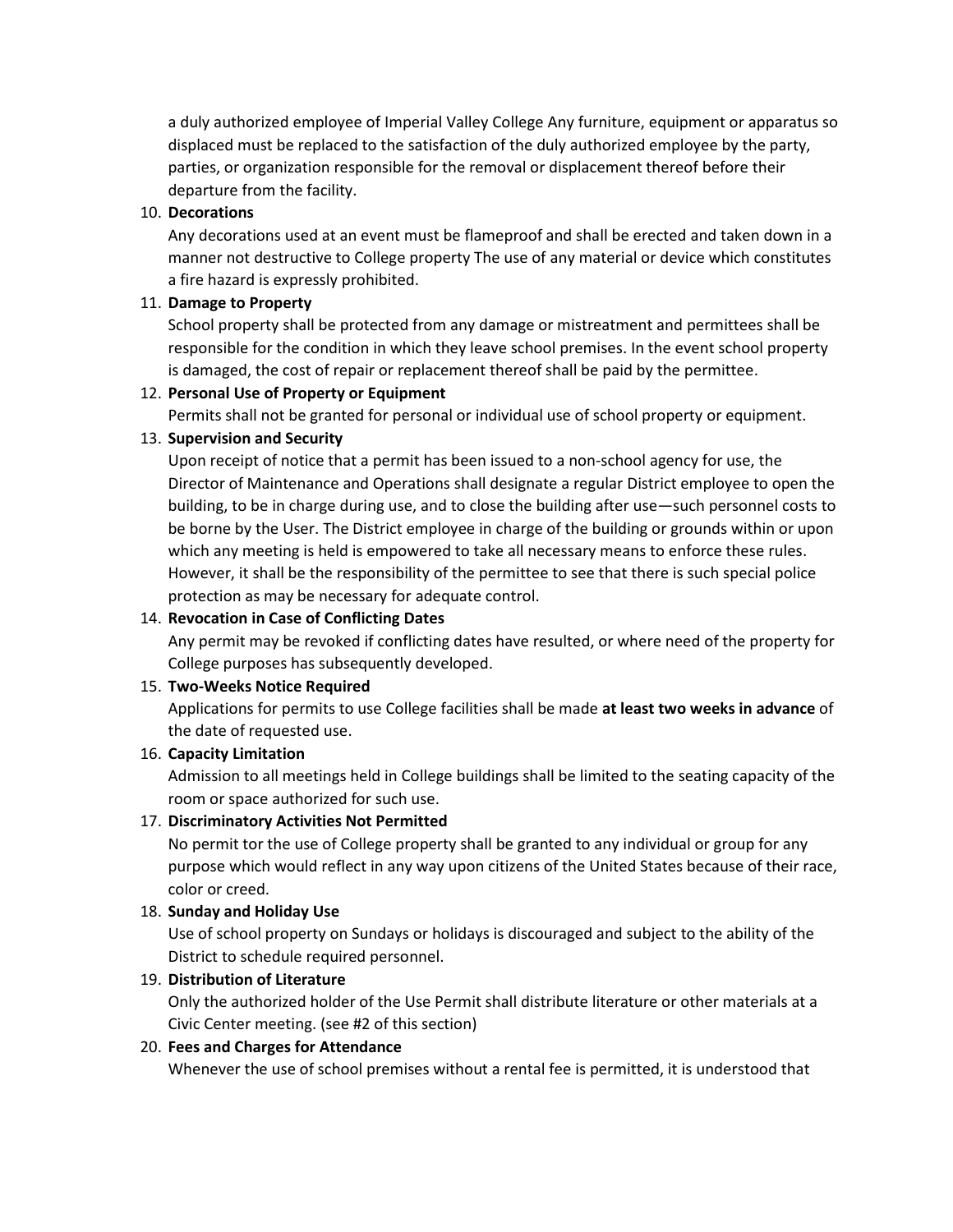a duly authorized employee of Imperial Valley College Any furniture, equipment or apparatus so displaced must be replaced to the satisfaction of the duly authorized employee by the party, parties, or organization responsible for the removal or displacement thereof before their departure from the facility.

10. **Decorations**

    Any decorations used at an event must be flameproof and shall be erected and taken down in a manner not destructive to College property The use of any material or device which constitutes a fire hazard is expressly prohibited.

11. **Damage to Property**

    School property shall be protected from any damage or mistreatment and permittees shall be responsible for the condition in which they leave school premises. In the event school property is damaged, the cost of repair or replacement thereof shall be paid by the permittee.

12. **Personal Use of Property or Equipment**

    Permits shall not be granted for personal or individual use of school property or equipment.

13. **Supervision and Security**

    Upon receipt of notice that a permit has been issued to a non-school agency for use, the Director of Maintenance and Operations shall designate a regular District employee to open the building, to be in charge during use, and to close the building after use—such personnel costs to be borne by the User. The District employee in charge of the building or grounds within or upon which any meeting is held is empowered to take all necessary means to enforce these rules. However, it shall be the responsibility of the permittee to see that there is such special police protection as may be necessary for adequate control.

14. **Revocation in Case of Conflicting Dates**

    Any permit may be revoked if conflicting dates have resulted, or where need of the property for College purposes has subsequently developed.

15. **Two-Weeks Notice Required**

    Applications for permits to use College facilities shall be made **at least two weeks in advance** of the date of requested use.

16. **Capacity Limitation**

    Admission to all meetings held in College buildings shall be limited to the seating capacity of the room or space authorized for such use.

17. **Discriminatory Activities Not Permitted**

    No permit tor the use of College property shall be granted to any individual or group for any purpose which would reflect in any way upon citizens of the United States because of their race, color or creed.

18. **Sunday and Holiday Use**

    Use of school property on Sundays or holidays is discouraged and subject to the ability of the District to schedule required personnel.

19. **Distribution of Literature**

    Only the authorized holder of the Use Permit shall distribute literature or other materials at a Civic Center meeting. (see #2 of this section)

20. **Fees and Charges for Attendance**

    Whenever the use of school premises without a rental fee is permitted, it is understood that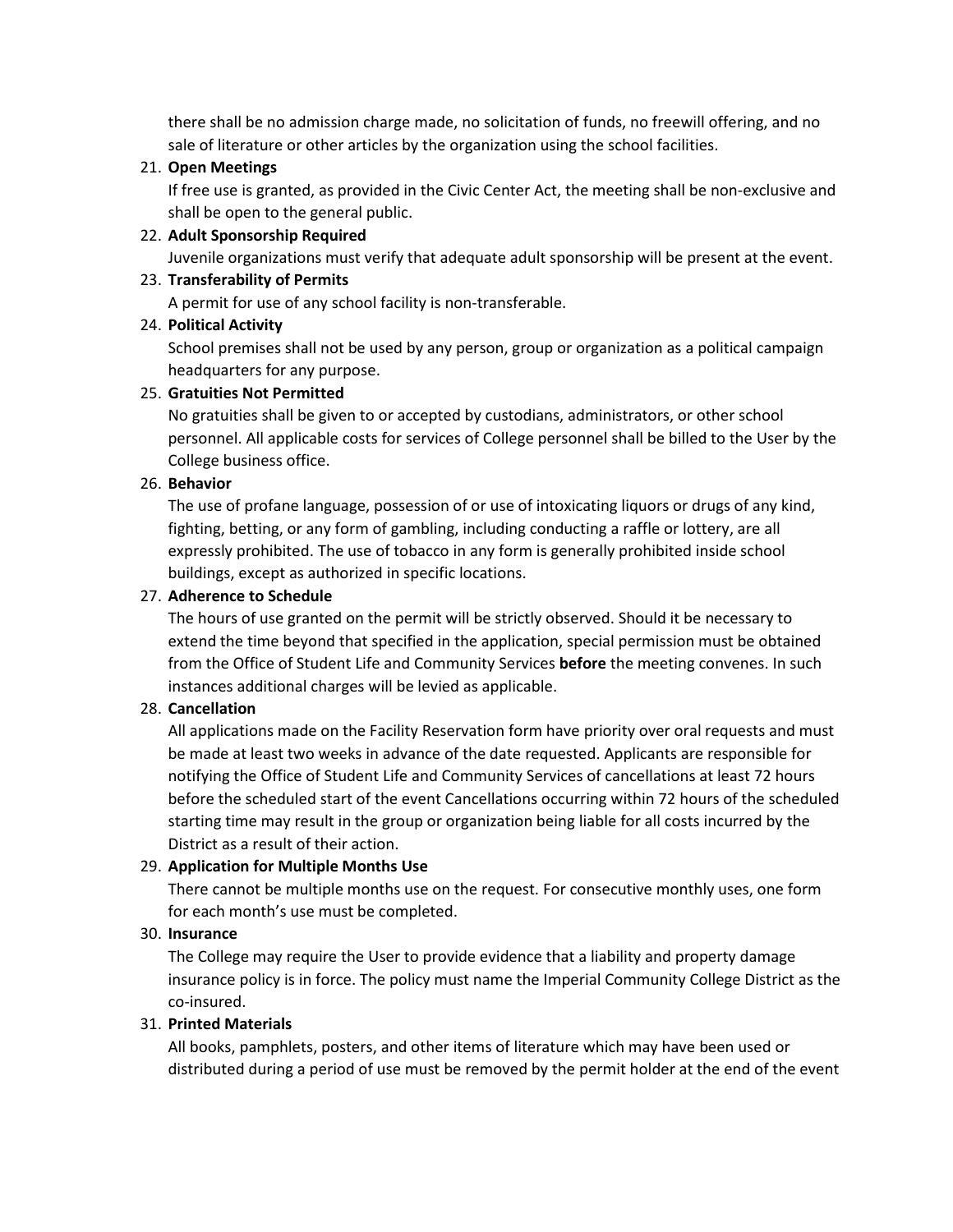there shall be no admission charge made, no solicitation of funds, no freewill offering, and no sale of literature or other articles by the organization using the school facilities.

21. **Open Meetings**

    If free use is granted, as provided in the Civic Center Act, the meeting shall be non-exclusive and shall be open to the general public.

22. **Adult Sponsorship Required**

    Juvenile organizations must verify that adequate adult sponsorship will be present at the event.

23. **Transferability of Permits**

    A permit for use of any school facility is non-transferable.

24. **Political Activity**

    School premises shall not be used by any person, group or organization as a political campaign headquarters for any purpose.

25. **Gratuities Not Permitted**

    No gratuities shall be given to or accepted by custodians, administrators, or other school personnel. All applicable costs for services of College personnel shall be billed to the User by the College business office.

26. **Behavior**

    The use of profane language, possession of or use of intoxicating liquors or drugs of any kind, fighting, betting, or any form of gambling, including conducting a raffle or lottery, are all expressly prohibited. The use of tobacco in any form is generally prohibited inside school buildings, except as authorized in specific locations.

27. **Adherence to Schedule**

    The hours of use granted on the permit will be strictly observed. Should it be necessary to extend the time beyond that specified in the application, special permission must be obtained from the Office of Student Life and Community Services **before** the meeting convenes. In such instances additional charges will be levied as applicable.

28. **Cancellation**

    All applications made on the Facility Reservation form have priority over oral requests and must be made at least two weeks in advance of the date requested. Applicants are responsible for notifying the Office of Student Life and Community Services of cancellations at least 72 hours before the scheduled start of the event Cancellations occurring within 72 hours of the scheduled starting time may result in the group or organization being liable for all costs incurred by the District as a result of their action.

29. **Application for Multiple Months Use**

    There cannot be multiple months use on the request. For consecutive monthly uses, one form for each month's use must be completed.

30. **Insurance**

    The College may require the User to provide evidence that a liability and property damage insurance policy is in force. The policy must name the Imperial Community College District as the co-insured.

31. **Printed Materials**

    All books, pamphlets, posters, and other items of literature which may have been used or distributed during a period of use must be removed by the permit holder at the end of the event